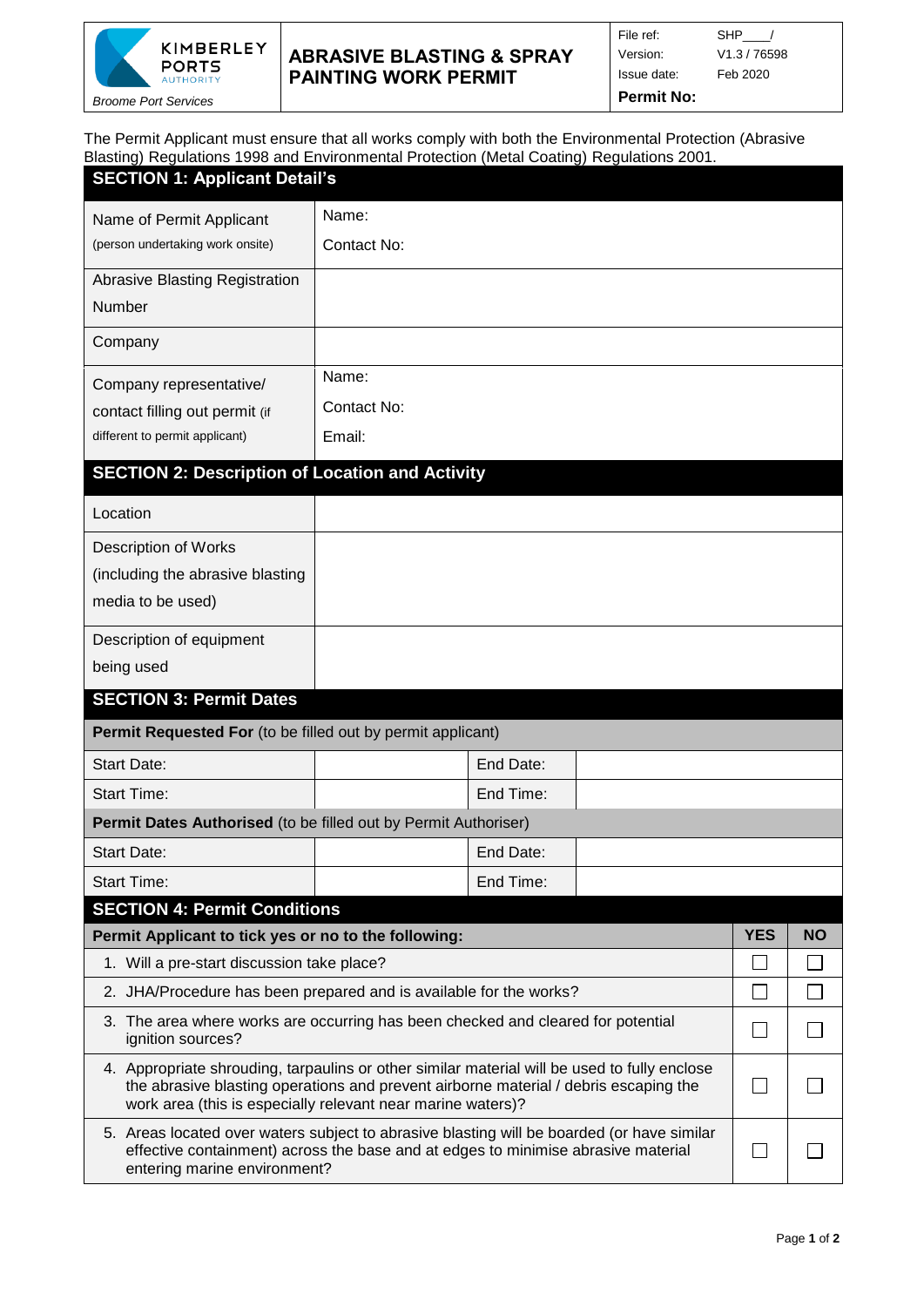| KIMBERLEY PORTS AUTHORITY *Broome Port Services* | **ABRASIVE BLASTING & SPRAY PAINTING WORK PERMIT** | File ref: SHP____/ Version: V1.3 / 76598 Issue date: Feb 2020 **Permit No:** |
|---|---|---|

The Permit Applicant must ensure that all works comply with both the Environmental Protection (Abrasive Blasting) Regulations 1998 and Environmental Protection (Metal Coating) Regulations 2001.

## SECTION 1: Applicant Detail's

| | |
|---|---|
| Name of Permit Applicant (person undertaking work onsite) | Name: Contact No: |
| Abrasive Blasting Registration Number | |
| Company | |
| Company representative/ contact filling out permit (if different to permit applicant) | Name: Contact No: Email: |

## SECTION 2: Description of Location and Activity

| | |
|---|---|
| Location | |
| Description of Works (including the abrasive blasting media to be used) | |
| Description of equipment being used | |

## SECTION 3: Permit Dates

| **Permit Requested For** (to be filled out by permit applicant) | | | |
|---|---|---|---|
| Start Date: | | End Date: | |
| Start Time: | | End Time: | |
| **Permit Dates Authorised** (to be filled out by Permit Authoriser) | | | |
| Start Date: | | End Date: | |
| Start Time: | | End Time: | |

## SECTION 4: Permit Conditions

| **Permit Applicant to tick yes or no to the following:** | **YES** | **NO** |
|---|---|---|
| 1. Will a pre-start discussion take place? | ☐ | ☐ |
| 2. JHA/Procedure has been prepared and is available for the works? | ☐ | ☐ |
| 3. The area where works are occurring has been checked and cleared for potential ignition sources? | ☐ | ☐ |
| 4. Appropriate shrouding, tarpaulins or other similar material will be used to fully enclose the abrasive blasting operations and prevent airborne material / debris escaping the work area (this is especially relevant near marine waters)? | ☐ | ☐ |
| 5. Areas located over waters subject to abrasive blasting will be boarded (or have similar effective containment) across the base and at edges to minimise abrasive material entering marine environment? | ☐ | ☐ |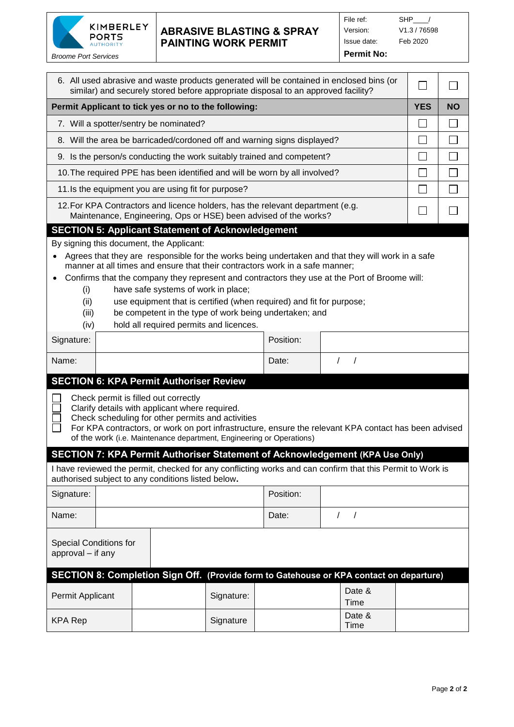| KIMBERLEY PORTS AUTHORITY<br>*Broome Port Services* | **ABRASIVE BLASTING & SPRAY PAINTING WORK PERMIT** | File ref: SHP____/<br>Version: V1.3 / 76598<br>Issue date: Feb 2020<br>**Permit No:** |
|---|---|---|

| | | |
|---|---|---|
| 6. All used abrasive and waste products generated will be contained in enclosed bins (or similar) and securely stored before appropriate disposal to an approved facility? | ☐ | ☐ |
| **Permit Applicant to tick yes or no to the following:** | **YES** | **NO** |
| 7. Will a spotter/sentry be nominated? | ☐ | ☐ |
| 8. Will the area be barricaded/cordoned off and warning signs displayed? | ☐ | ☐ |
| 9. Is the person/s conducting the work suitably trained and competent? | ☐ | ☐ |
| 10. The required PPE has been identified and will be worn by all involved? | ☐ | ☐ |
| 11. Is the equipment you are using fit for purpose? | ☐ | ☐ |
| 12. For KPA Contractors and licence holders, has the relevant department (e.g. Maintenance, Engineering, Ops or HSE) been advised of the works? | ☐ | ☐ |

## SECTION 5: Applicant Statement of Acknowledgement

By signing this document, the Applicant:

- Agrees that they are responsible for the works being undertaken and that they will work in a safe manner at all times and ensure that their contractors work in a safe manner;
- Confirms that the company they represent and contractors they use at the Port of Broome will:
  - (i) have safe systems of work in place;
  - (ii) use equipment that is certified (when required) and fit for purpose;
  - (iii) be competent in the type of work being undertaken; and
  - (iv) hold all required permits and licences.

| | | | |
|---|---|---|---|
| Signature: | | Position: | |
| Name: | | Date: | / / |

## SECTION 6: KPA Permit Authoriser Review

- ☐ Check permit is filled out correctly
- ☐ Clarify details with applicant where required.
- ☐ Check scheduling for other permits and activities
- ☐ For KPA contractors, or work on port infrastructure, ensure the relevant KPA contact has been advised of the work (i.e. Maintenance department, Engineering or Operations)

## SECTION 7: KPA Permit Authoriser Statement of Acknowledgement (KPA Use Only)

I have reviewed the permit, checked for any conflicting works and can confirm that this Permit to Work is authorised subject to any conditions listed below**.**

| | | | |
|---|---|---|---|
| Signature: | | Position: | |
| Name: | | Date: | / / |
| Special Conditions for approval – if any | | | |

## SECTION 8: Completion Sign Off. (Provide form to Gatehouse or KPA contact on departure)

| | | | | | |
|---|---|---|---|---|---|
| Permit Applicant | | Signature: | | Date & Time | |
| KPA Rep | | Signature | | Date & Time | |